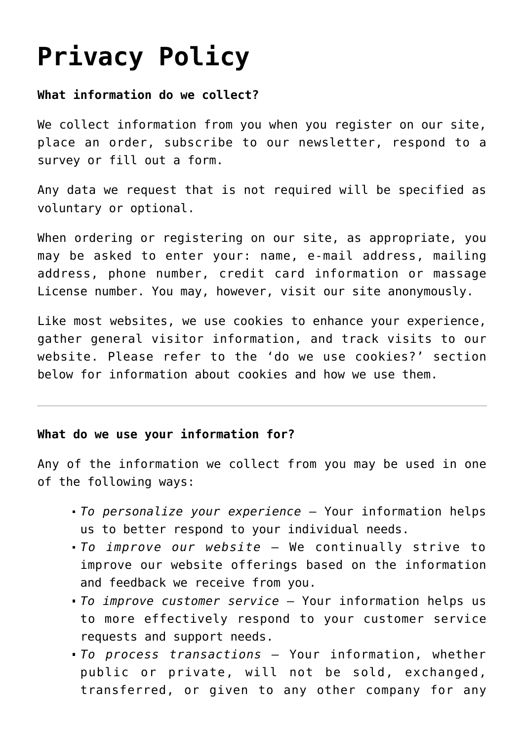# Privacy Policy

**What information do we collect?**

We collect information from you when you register on our site, place an order, subscribe to our newsletter, respond to a survey or fill out a form.

Any data we request that is not required will be specified as voluntary or optional.

When ordering or registering on our site, as appropriate, you may be asked to enter your: name, e-mail address, mailing address, phone number, credit card information or massage License number. You may, however, visit our site anonymously.

Like most websites, we use cookies to enhance your experience, gather general visitor information, and track visits to our website. Please refer to the 'do we use cookies?' section below for information about cookies and how we use them.

---

**What do we use your information for?**

Any of the information we collect from you may be used in one of the following ways:

- *To personalize your experience* – Your information helps us to better respond to your individual needs.
- *To improve our website* – We continually strive to improve our website offerings based on the information and feedback we receive from you.
- *To improve customer service* – Your information helps us to more effectively respond to your customer service requests and support needs.
- *To process transactions* – Your information, whether public or private, will not be sold, exchanged, transferred, or given to any other company for any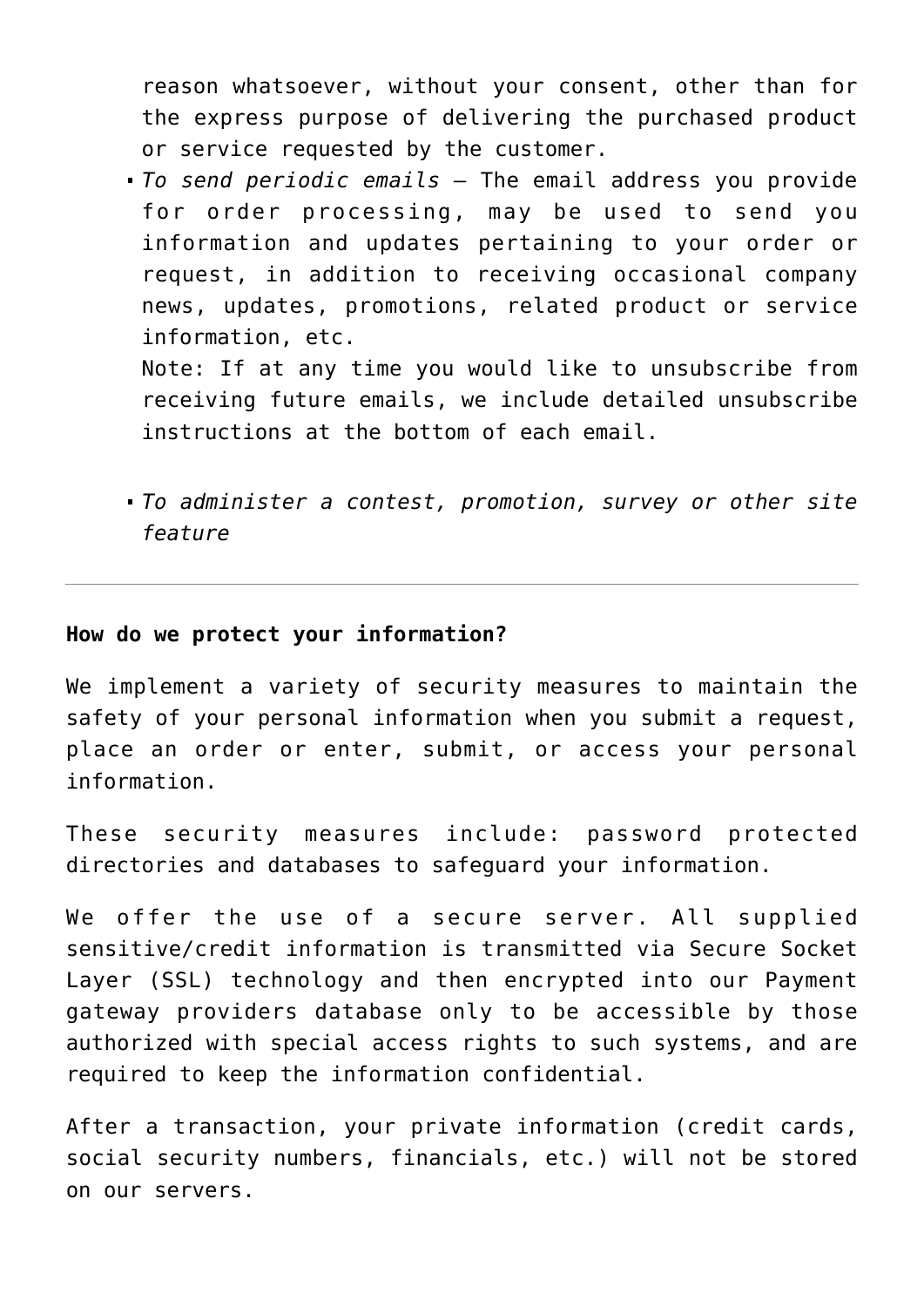reason whatsoever, without your consent, other than for the express purpose of delivering the purchased product or service requested by the customer.

- *To send periodic emails* – The email address you provide for order processing, may be used to send you information and updates pertaining to your order or request, in addition to receiving occasional company news, updates, promotions, related product or service information, etc.
  Note: If at any time you would like to unsubscribe from receiving future emails, we include detailed unsubscribe instructions at the bottom of each email.

- *To administer a contest, promotion, survey or other site feature*

---

**How do we protect your information?**

We implement a variety of security measures to maintain the safety of your personal information when you submit a request, place an order or enter, submit, or access your personal information.

These security measures include: password protected directories and databases to safeguard your information.

We offer the use of a secure server. All supplied sensitive/credit information is transmitted via Secure Socket Layer (SSL) technology and then encrypted into our Payment gateway providers database only to be accessible by those authorized with special access rights to such systems, and are required to keep the information confidential.

After a transaction, your private information (credit cards, social security numbers, financials, etc.) will not be stored on our servers.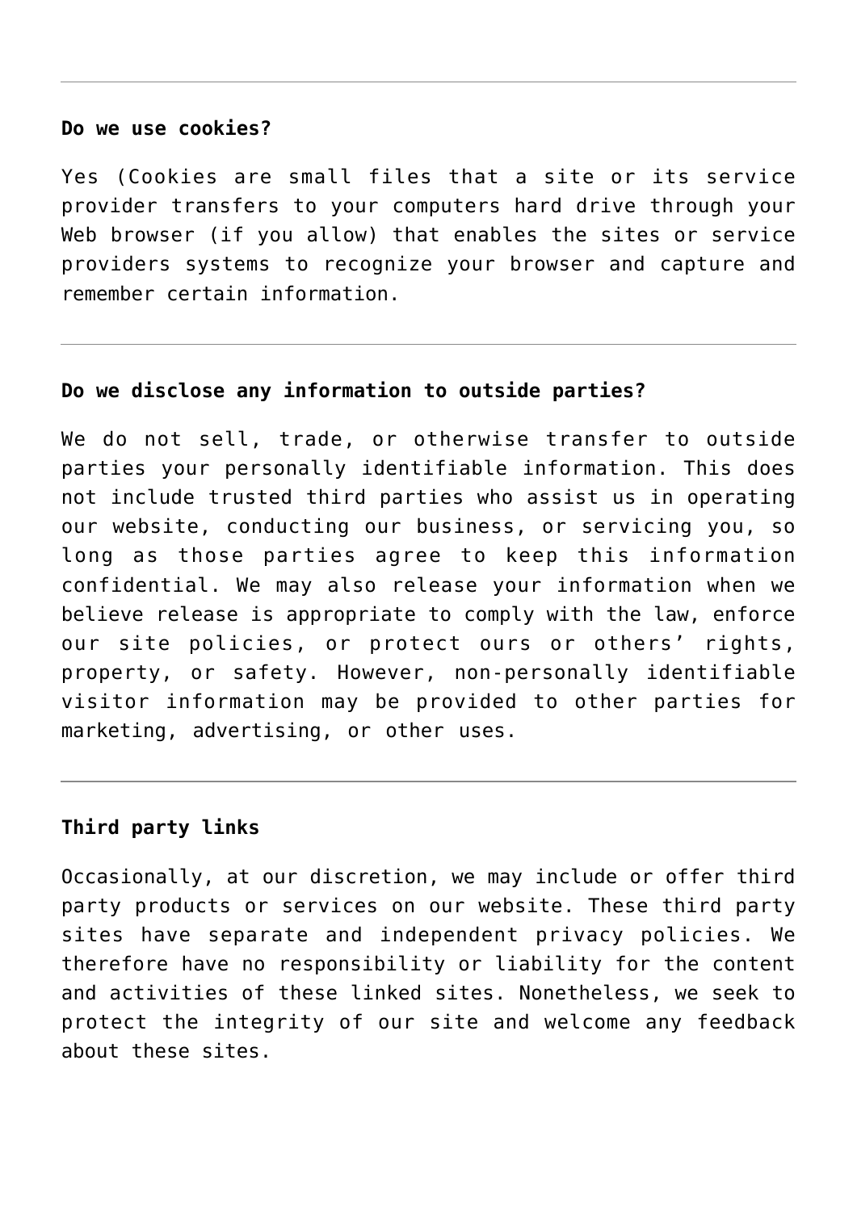---

**Do we use cookies?**

Yes (Cookies are small files that a site or its service provider transfers to your computers hard drive through your Web browser (if you allow) that enables the sites or service providers systems to recognize your browser and capture and remember certain information.

---

**Do we disclose any information to outside parties?**

We do not sell, trade, or otherwise transfer to outside parties your personally identifiable information. This does not include trusted third parties who assist us in operating our website, conducting our business, or servicing you, so long as those parties agree to keep this information confidential. We may also release your information when we believe release is appropriate to comply with the law, enforce our site policies, or protect ours or others' rights, property, or safety. However, non-personally identifiable visitor information may be provided to other parties for marketing, advertising, or other uses.

---

**Third party links**

Occasionally, at our discretion, we may include or offer third party products or services on our website. These third party sites have separate and independent privacy policies. We therefore have no responsibility or liability for the content and activities of these linked sites. Nonetheless, we seek to protect the integrity of our site and welcome any feedback about these sites.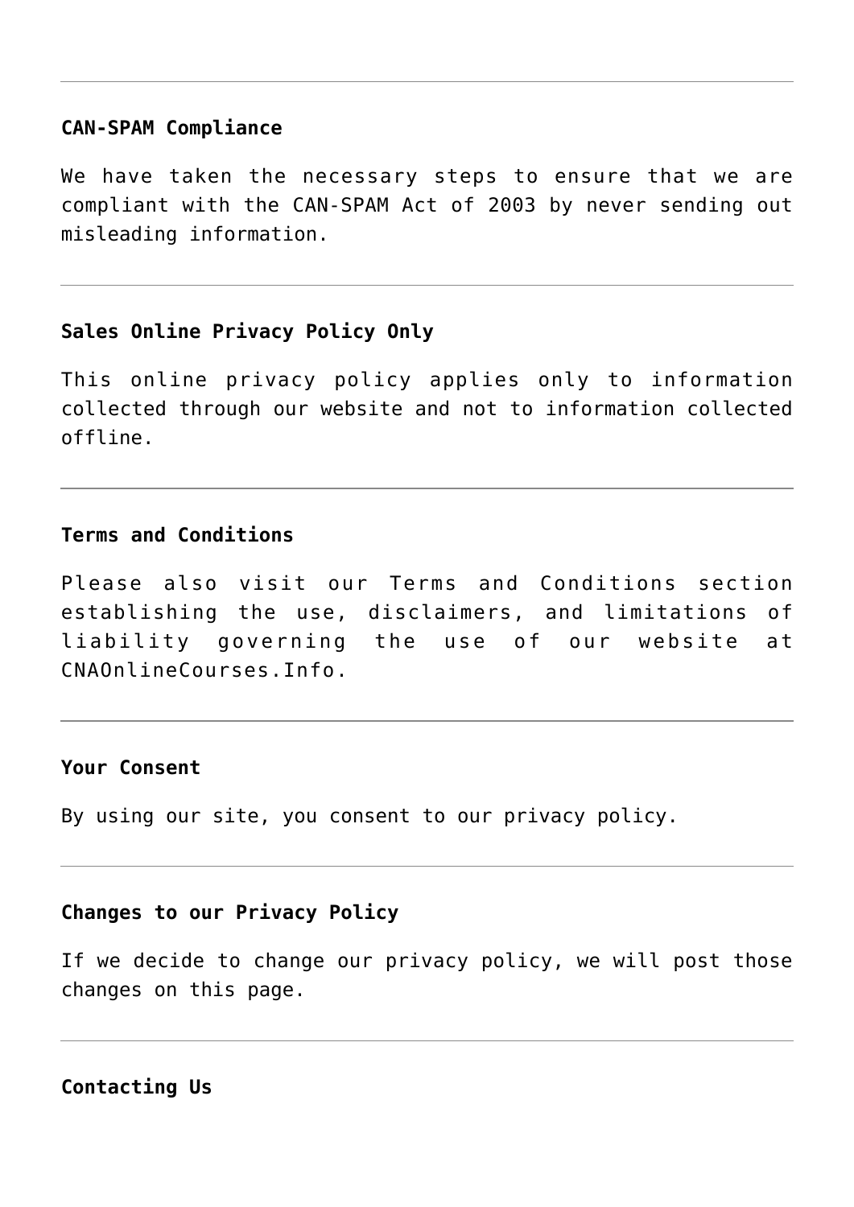---

**CAN-SPAM Compliance**

We have taken the necessary steps to ensure that we are compliant with the CAN-SPAM Act of 2003 by never sending out misleading information.

---

**Sales Online Privacy Policy Only**

This online privacy policy applies only to information collected through our website and not to information collected offline.

---

**Terms and Conditions**

Please also visit our Terms and Conditions section establishing the use, disclaimers, and limitations of liability governing the use of our website at CNAOnlineCourses.Info.

---

**Your Consent**

By using our site, you consent to our privacy policy.

---

**Changes to our Privacy Policy**

If we decide to change our privacy policy, we will post those changes on this page.

---

**Contacting Us**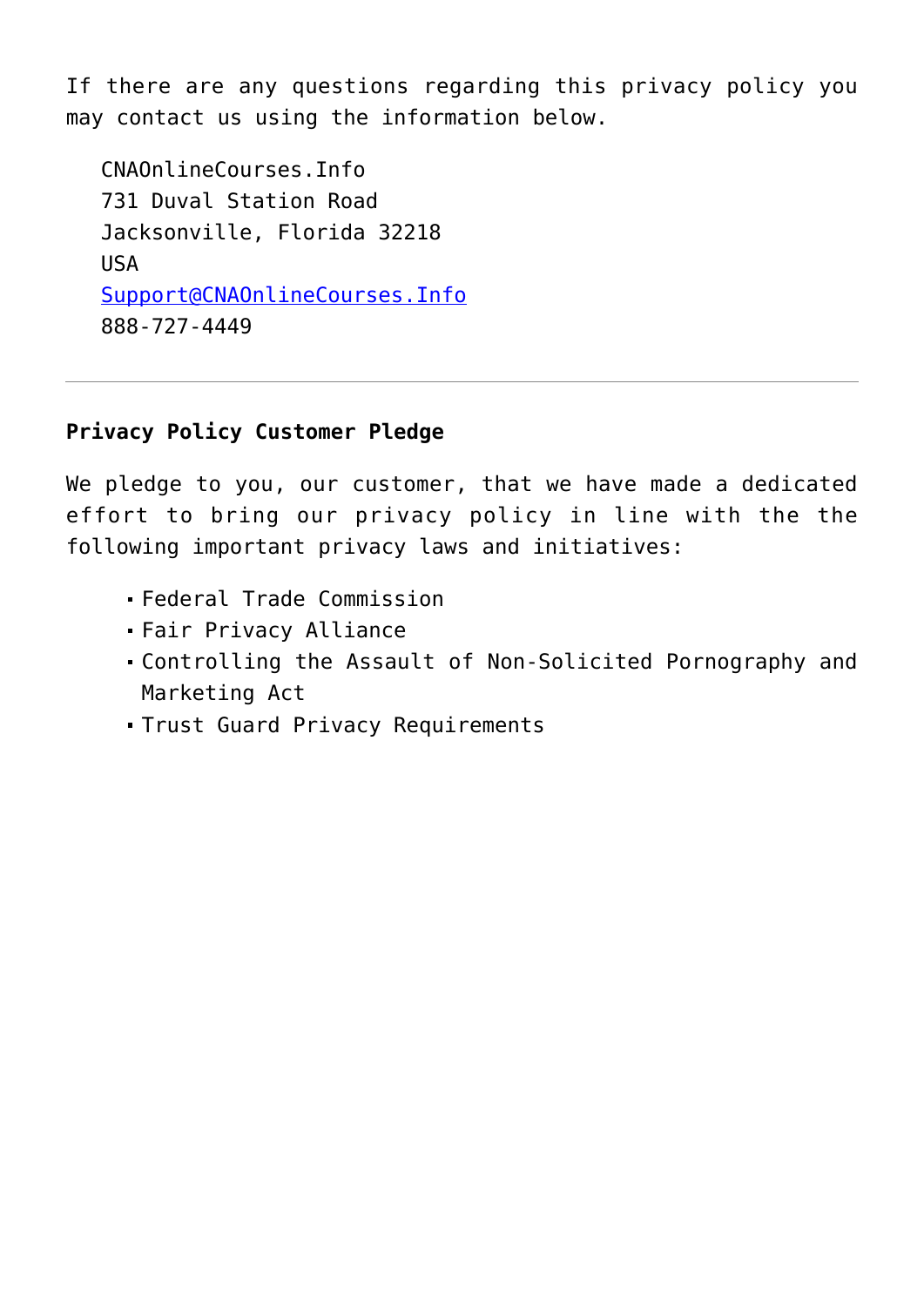If there are any questions regarding this privacy policy you may contact us using the information below.

CNAOnlineCourses.Info
731 Duval Station Road
Jacksonville, Florida 32218
USA
Support@CNAOnlineCourses.Info
888-727-4449

---

**Privacy Policy Customer Pledge**

We pledge to you, our customer, that we have made a dedicated effort to bring our privacy policy in line with the the following important privacy laws and initiatives:

- Federal Trade Commission
- Fair Privacy Alliance
- Controlling the Assault of Non-Solicited Pornography and Marketing Act
- Trust Guard Privacy Requirements